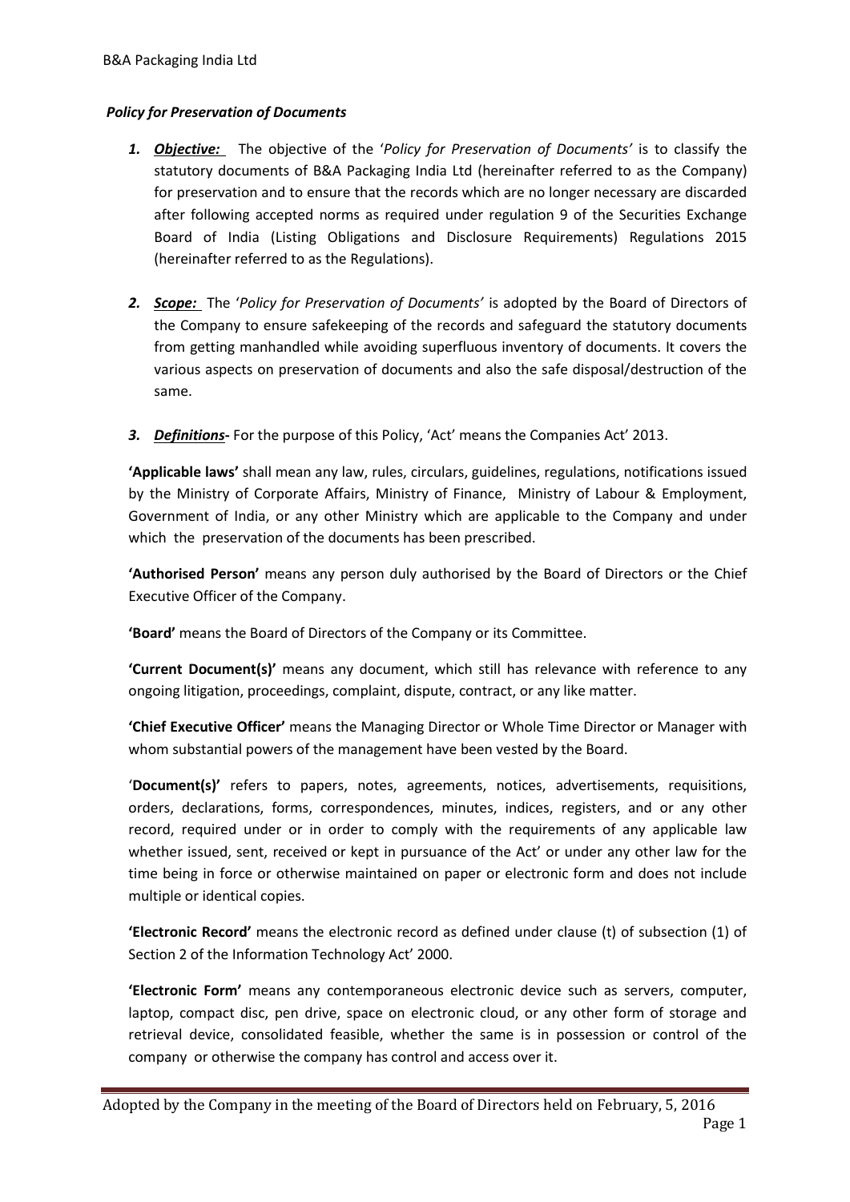### *Policy for Preservation of Documents*

1. ***Objective:*** The objective of the '*Policy for Preservation of Documents'* is to classify the statutory documents of B&A Packaging India Ltd (hereinafter referred to as the Company) for preservation and to ensure that the records which are no longer necessary are discarded after following accepted norms as required under regulation 9 of the Securities Exchange Board of India (Listing Obligations and Disclosure Requirements) Regulations 2015 (hereinafter referred to as the Regulations).

2. ***Scope:*** The '*Policy for Preservation of Documents'* is adopted by the Board of Directors of the Company to ensure safekeeping of the records and safeguard the statutory documents from getting manhandled while avoiding superfluous inventory of documents. It covers the various aspects on preservation of documents and also the safe disposal/destruction of the same.

3. ***Definitions*-** For the purpose of this Policy, 'Act' means the Companies Act' 2013.

**'Applicable laws'** shall mean any law, rules, circulars, guidelines, regulations, notifications issued by the Ministry of Corporate Affairs, Ministry of Finance, Ministry of Labour & Employment, Government of India, or any other Ministry which are applicable to the Company and under which the preservation of the documents has been prescribed.

**'Authorised Person'** means any person duly authorised by the Board of Directors or the Chief Executive Officer of the Company.

**'Board'** means the Board of Directors of the Company or its Committee.

**'Current Document(s)'** means any document, which still has relevance with reference to any ongoing litigation, proceedings, complaint, dispute, contract, or any like matter.

**'Chief Executive Officer'** means the Managing Director or Whole Time Director or Manager with whom substantial powers of the management have been vested by the Board.

'**Document(s)'** refers to papers, notes, agreements, notices, advertisements, requisitions, orders, declarations, forms, correspondences, minutes, indices, registers, and or any other record, required under or in order to comply with the requirements of any applicable law whether issued, sent, received or kept in pursuance of the Act' or under any other law for the time being in force or otherwise maintained on paper or electronic form and does not include multiple or identical copies.

**'Electronic Record'** means the electronic record as defined under clause (t) of subsection (1) of Section 2 of the Information Technology Act' 2000.

**'Electronic Form'** means any contemporaneous electronic device such as servers, computer, laptop, compact disc, pen drive, space on electronic cloud, or any other form of storage and retrieval device, consolidated feasible, whether the same is in possession or control of the company or otherwise the company has control and access over it.

Adopted by the Company in the meeting of the Board of Directors held on February, 5, 2016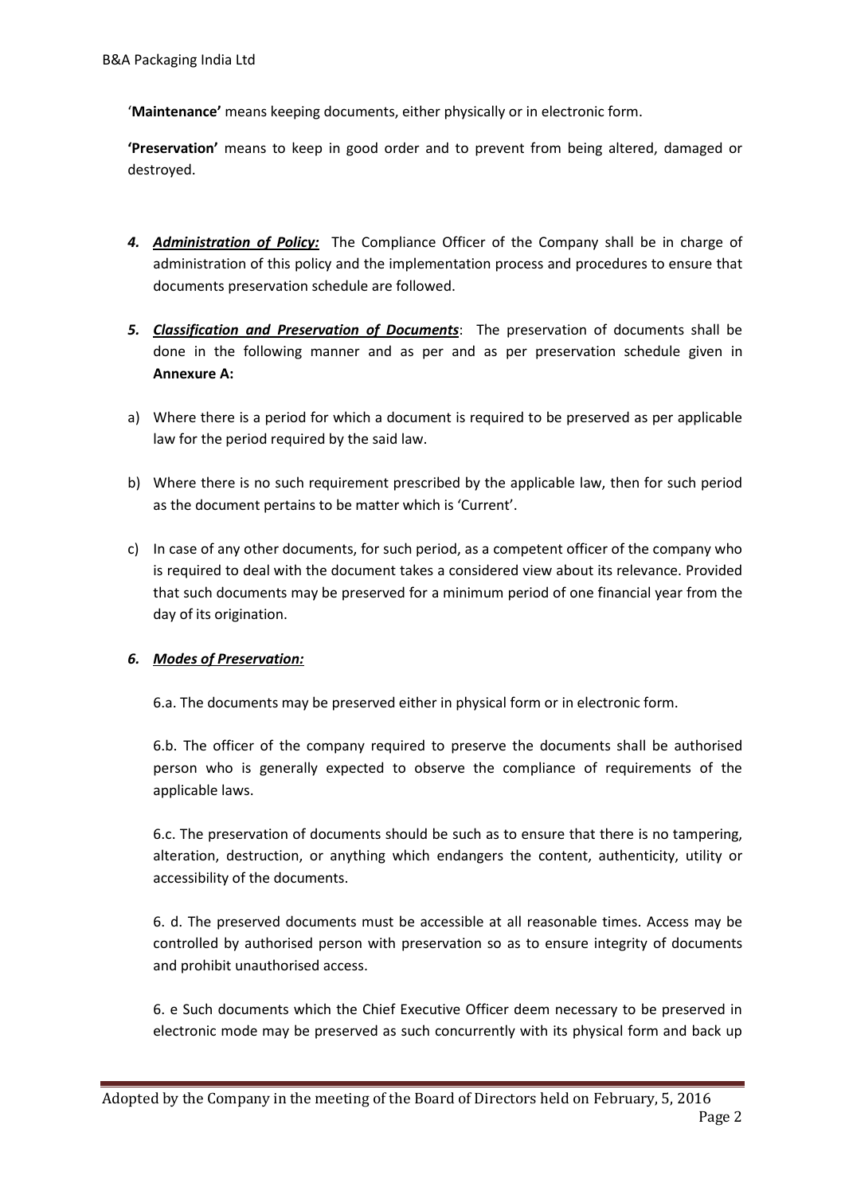'**Maintenance'** means keeping documents, either physically or in electronic form.

**'Preservation'** means to keep in good order and to prevent from being altered, damaged or destroyed.

4. ***Administration of Policy:*** The Compliance Officer of the Company shall be in charge of administration of this policy and the implementation process and procedures to ensure that documents preservation schedule are followed.

5. ***Classification and Preservation of Documents***: The preservation of documents shall be done in the following manner and as per and as per preservation schedule given in **Annexure A:**

a) Where there is a period for which a document is required to be preserved as per applicable law for the period required by the said law.

b) Where there is no such requirement prescribed by the applicable law, then for such period as the document pertains to be matter which is 'Current'.

c) In case of any other documents, for such period, as a competent officer of the company who is required to deal with the document takes a considered view about its relevance. Provided that such documents may be preserved for a minimum period of one financial year from the day of its origination.

6. ***Modes of Preservation:***

6.a. The documents may be preserved either in physical form or in electronic form.

6.b. The officer of the company required to preserve the documents shall be authorised person who is generally expected to observe the compliance of requirements of the applicable laws.

6.c. The preservation of documents should be such as to ensure that there is no tampering, alteration, destruction, or anything which endangers the content, authenticity, utility or accessibility of the documents.

6. d. The preserved documents must be accessible at all reasonable times. Access may be controlled by authorised person with preservation so as to ensure integrity of documents and prohibit unauthorised access.

6. e Such documents which the Chief Executive Officer deem necessary to be preserved in electronic mode may be preserved as such concurrently with its physical form and back up

Adopted by the Company in the meeting of the Board of Directors held on February, 5, 2016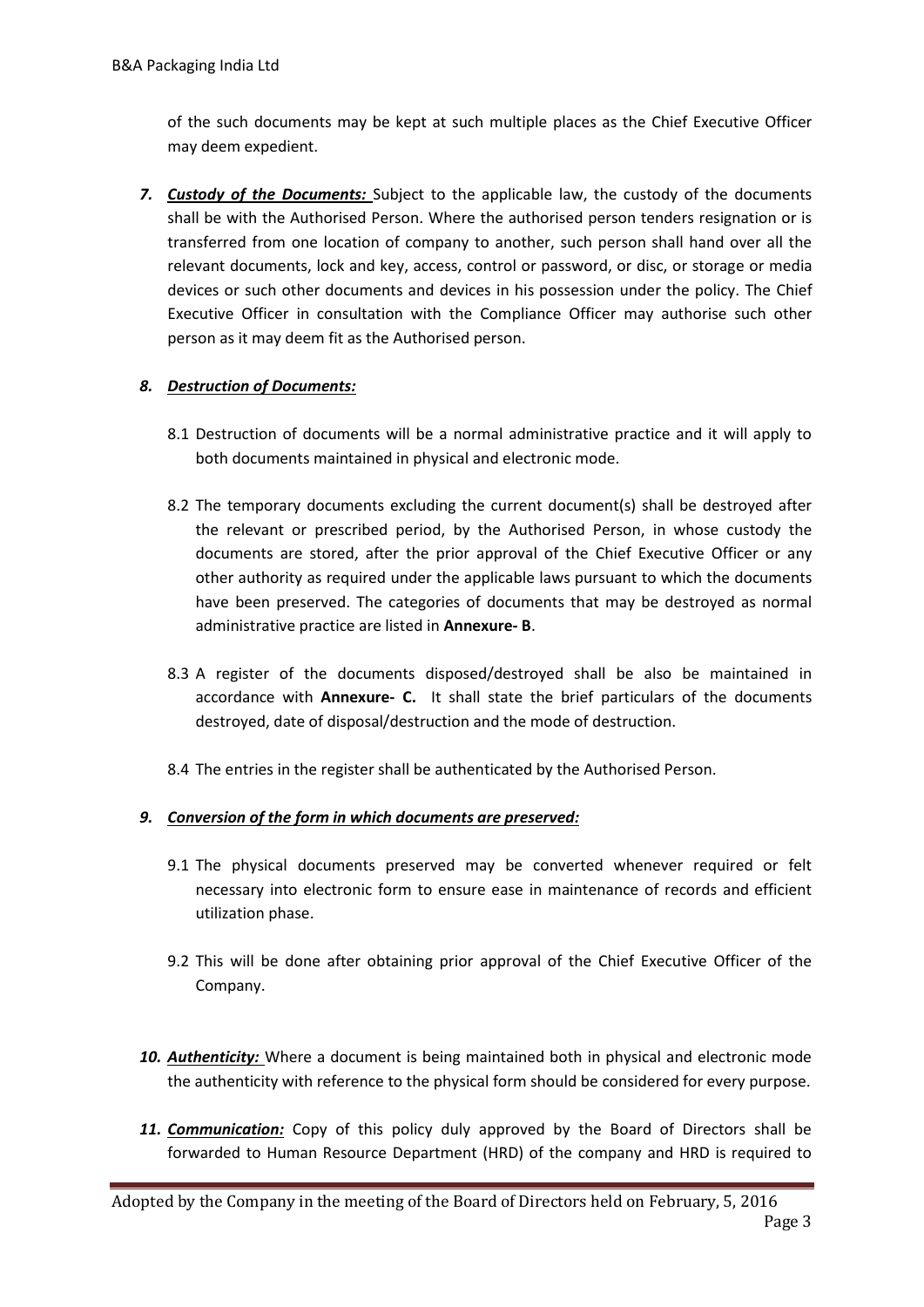of the such documents may be kept at such multiple places as the Chief Executive Officer may deem expedient.

7. ***Custody of the Documents:*** Subject to the applicable law, the custody of the documents shall be with the Authorised Person. Where the authorised person tenders resignation or is transferred from one location of company to another, such person shall hand over all the relevant documents, lock and key, access, control or password, or disc, or storage or media devices or such other documents and devices in his possession under the policy. The Chief Executive Officer in consultation with the Compliance Officer may authorise such other person as it may deem fit as the Authorised person.

8. ***Destruction of Documents:***

   8.1 Destruction of documents will be a normal administrative practice and it will apply to both documents maintained in physical and electronic mode.

   8.2 The temporary documents excluding the current document(s) shall be destroyed after the relevant or prescribed period, by the Authorised Person, in whose custody the documents are stored, after the prior approval of the Chief Executive Officer or any other authority as required under the applicable laws pursuant to which the documents have been preserved. The categories of documents that may be destroyed as normal administrative practice are listed in **Annexure- B**.

   8.3 A register of the documents disposed/destroyed shall be also be maintained in accordance with **Annexure- C.** It shall state the brief particulars of the documents destroyed, date of disposal/destruction and the mode of destruction.

   8.4 The entries in the register shall be authenticated by the Authorised Person.

9. ***Conversion of the form in which documents are preserved:***

   9.1 The physical documents preserved may be converted whenever required or felt necessary into electronic form to ensure ease in maintenance of records and efficient utilization phase.

   9.2 This will be done after obtaining prior approval of the Chief Executive Officer of the Company.

10. ***Authenticity:*** Where a document is being maintained both in physical and electronic mode the authenticity with reference to the physical form should be considered for every purpose.

11. ***Communication:*** Copy of this policy duly approved by the Board of Directors shall be forwarded to Human Resource Department (HRD) of the company and HRD is required to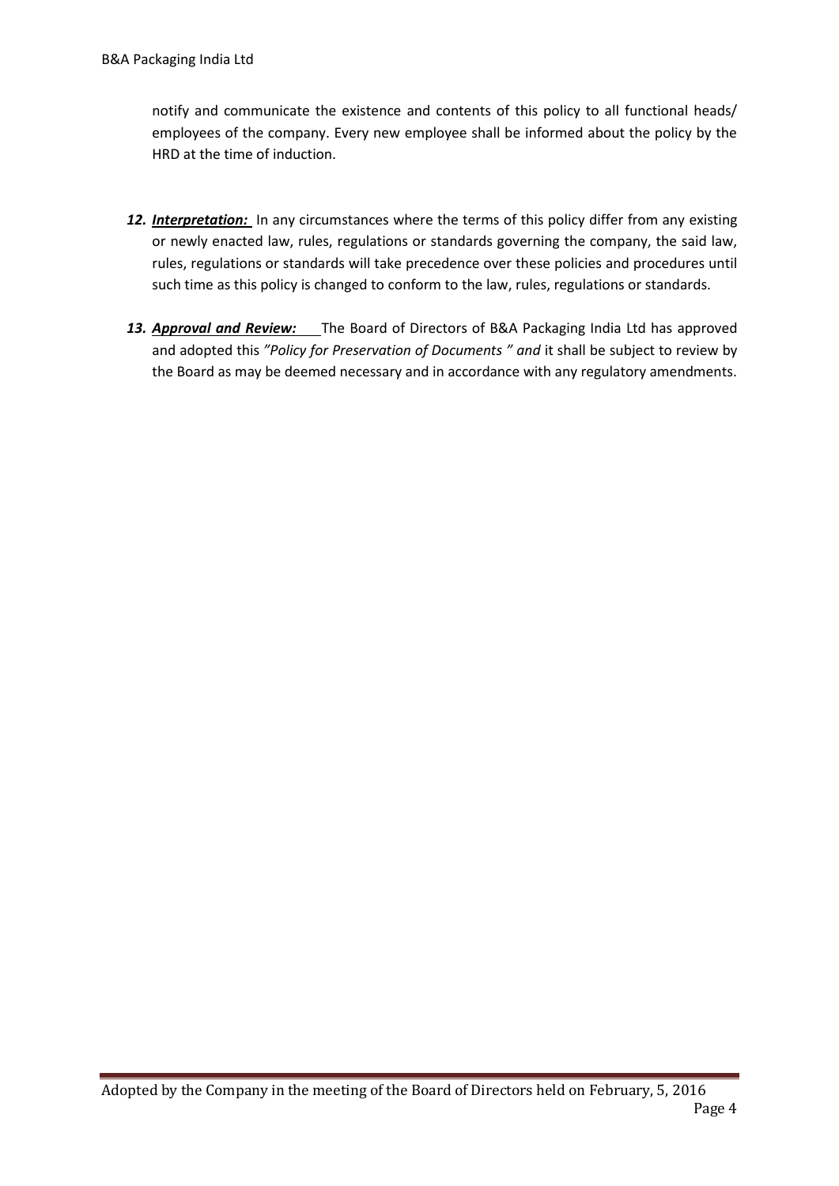notify and communicate the existence and contents of this policy to all functional heads/ employees of the company. Every new employee shall be informed about the policy by the HRD at the time of induction.

12. ***Interpretation:*** In any circumstances where the terms of this policy differ from any existing or newly enacted law, rules, regulations or standards governing the company, the said law, rules, regulations or standards will take precedence over these policies and procedures until such time as this policy is changed to conform to the law, rules, regulations or standards.

13. ***Approval and Review:*** The Board of Directors of B&A Packaging India Ltd has approved and adopted this *"Policy for Preservation of Documents " and* it shall be subject to review by the Board as may be deemed necessary and in accordance with any regulatory amendments.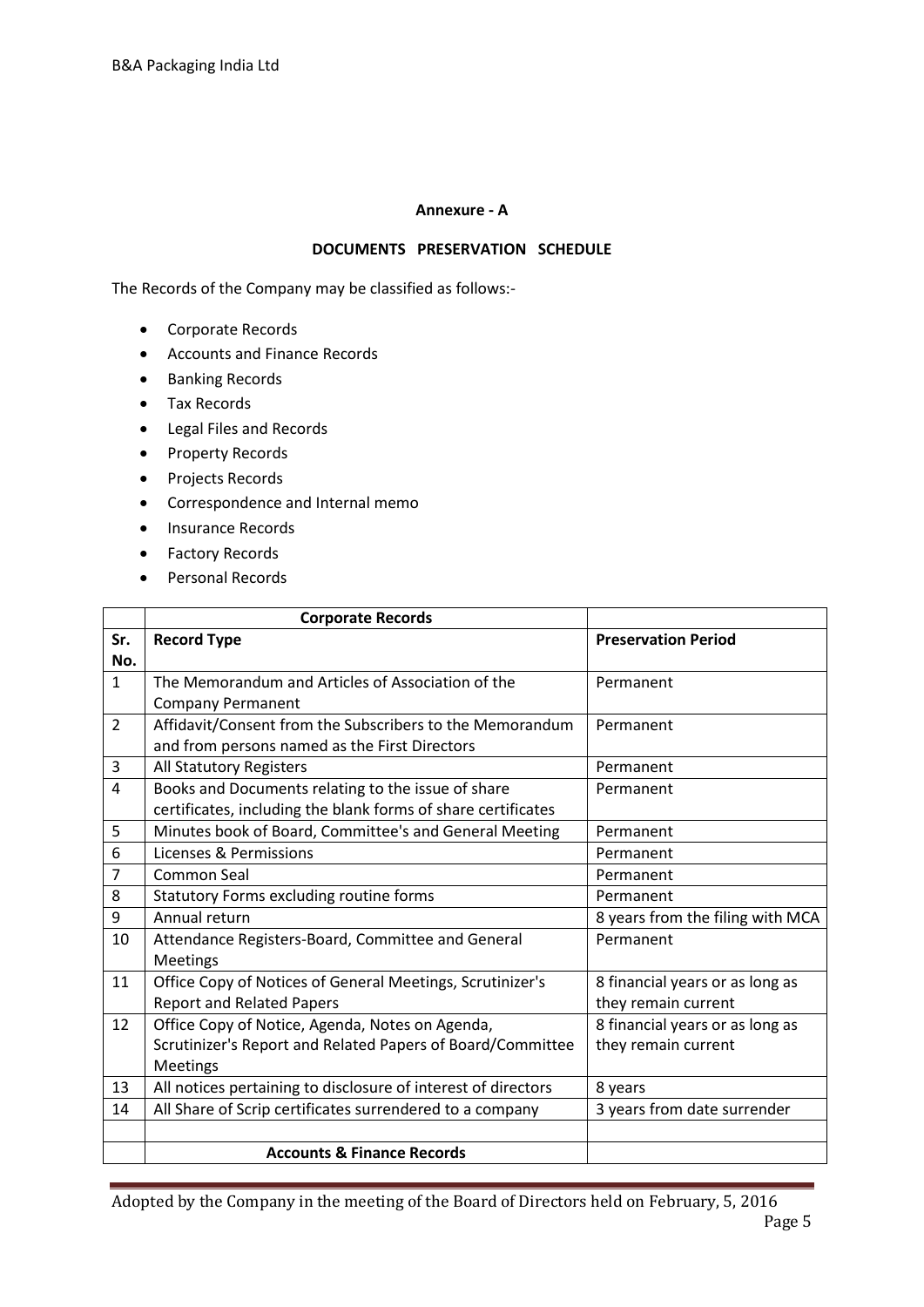**Annexure - A**

**DOCUMENTS PRESERVATION SCHEDULE**

The Records of the Company may be classified as follows:-

- Corporate Records
- Accounts and Finance Records
- Banking Records
- Tax Records
- Legal Files and Records
- Property Records
- Projects Records
- Correspondence and Internal memo
- Insurance Records
- Factory Records
- Personal Records

| | **Corporate Records** | |
|---|---|---|
| **Sr. No.** | **Record Type** | **Preservation Period** |
| 1 | The Memorandum and Articles of Association of the Company Permanent | Permanent |
| 2 | Affidavit/Consent from the Subscribers to the Memorandum and from persons named as the First Directors | Permanent |
| 3 | All Statutory Registers | Permanent |
| 4 | Books and Documents relating to the issue of share certificates, including the blank forms of share certificates | Permanent |
| 5 | Minutes book of Board, Committee's and General Meeting | Permanent |
| 6 | Licenses & Permissions | Permanent |
| 7 | Common Seal | Permanent |
| 8 | Statutory Forms excluding routine forms | Permanent |
| 9 | Annual return | 8 years from the filing with MCA |
| 10 | Attendance Registers-Board, Committee and General Meetings | Permanent |
| 11 | Office Copy of Notices of General Meetings, Scrutinizer's Report and Related Papers | 8 financial years or as long as they remain current |
| 12 | Office Copy of Notice, Agenda, Notes on Agenda, Scrutinizer's Report and Related Papers of Board/Committee Meetings | 8 financial years or as long as they remain current |
| 13 | All notices pertaining to disclosure of interest of directors | 8 years |
| 14 | All Share of Scrip certificates surrendered to a company | 3 years from date surrender |
| | | |
| | **Accounts & Finance Records** | |

Adopted by the Company in the meeting of the Board of Directors held on February, 5, 2016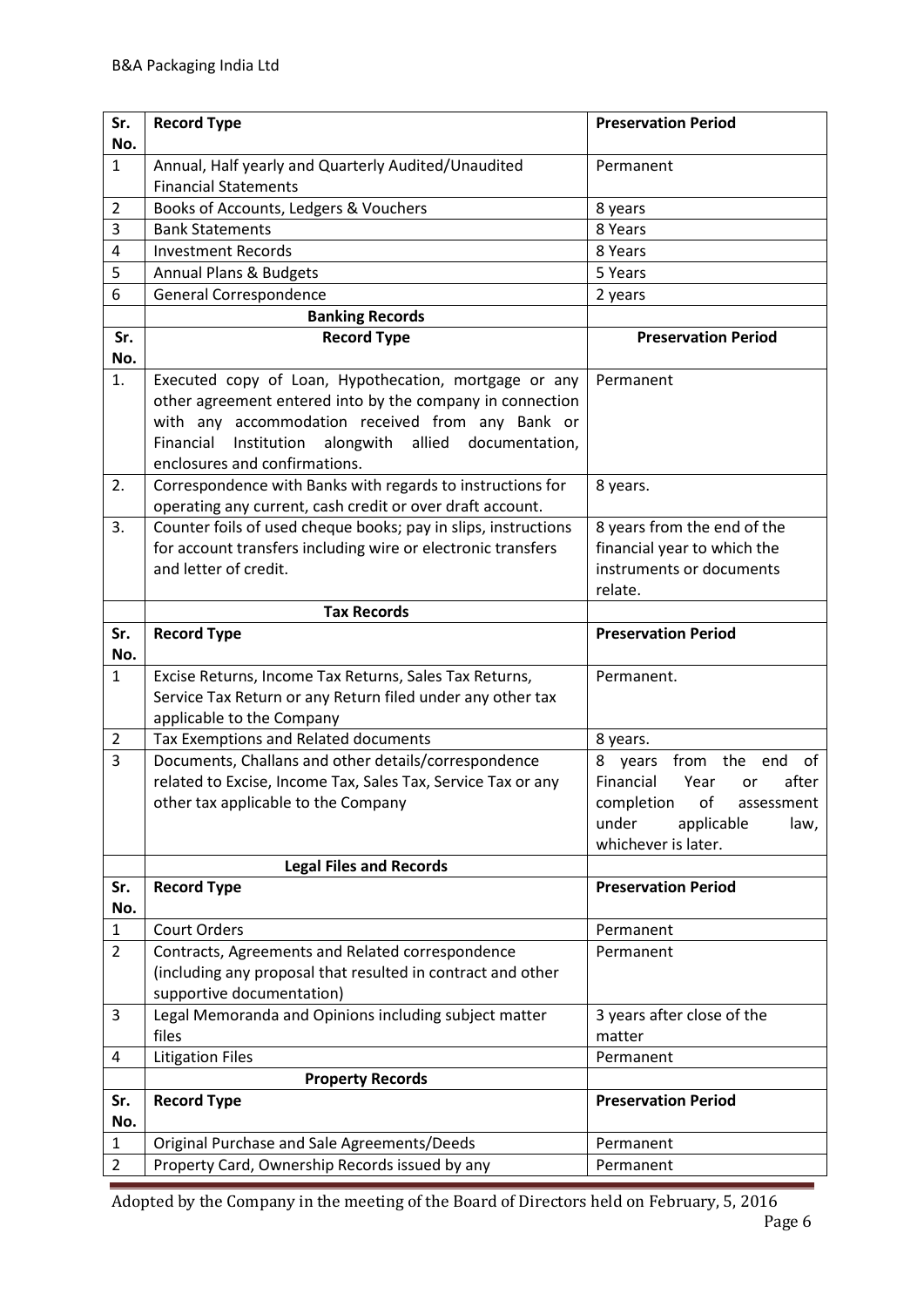| Sr. No. | Record Type | Preservation Period |
|---|---|---|
| 1 | Annual, Half yearly and Quarterly Audited/Unaudited Financial Statements | Permanent |
| 2 | Books of Accounts, Ledgers & Vouchers | 8 years |
| 3 | Bank Statements | 8 Years |
| 4 | Investment Records | 8 Years |
| 5 | Annual Plans & Budgets | 5 Years |
| 6 | General Correspondence | 2 years |

**Banking Records**

| Sr. No. | Record Type | Preservation Period |
|---|---|---|
| 1. | Executed copy of Loan, Hypothecation, mortgage or any other agreement entered into by the company in connection with any accommodation received from any Bank or Financial Institution alongwith allied documentation, enclosures and confirmations. | Permanent |
| 2. | Correspondence with Banks with regards to instructions for operating any current, cash credit or over draft account. | 8 years. |
| 3. | Counter foils of used cheque books; pay in slips, instructions for account transfers including wire or electronic transfers and letter of credit. | 8 years from the end of the financial year to which the instruments or documents relate. |

**Tax Records**

| Sr. No. | Record Type | Preservation Period |
|---|---|---|
| 1 | Excise Returns, Income Tax Returns, Sales Tax Returns, Service Tax Return or any Return filed under any other tax applicable to the Company | Permanent. |
| 2 | Tax Exemptions and Related documents | 8 years. |
| 3 | Documents, Challans and other details/correspondence related to Excise, Income Tax, Sales Tax, Service Tax or any other tax applicable to the Company | 8 years from the end of Financial Year or after completion of assessment under applicable law, whichever is later. |

**Legal Files and Records**

| Sr. No. | Record Type | Preservation Period |
|---|---|---|
| 1 | Court Orders | Permanent |
| 2 | Contracts, Agreements and Related correspondence (including any proposal that resulted in contract and other supportive documentation) | Permanent |
| 3 | Legal Memoranda and Opinions including subject matter files | 3 years after close of the matter |
| 4 | Litigation Files | Permanent |

**Property Records**

| Sr. No. | Record Type | Preservation Period |
|---|---|---|
| 1 | Original Purchase and Sale Agreements/Deeds | Permanent |
| 2 | Property Card, Ownership Records issued by any | Permanent |

Adopted by the Company in the meeting of the Board of Directors held on February, 5, 2016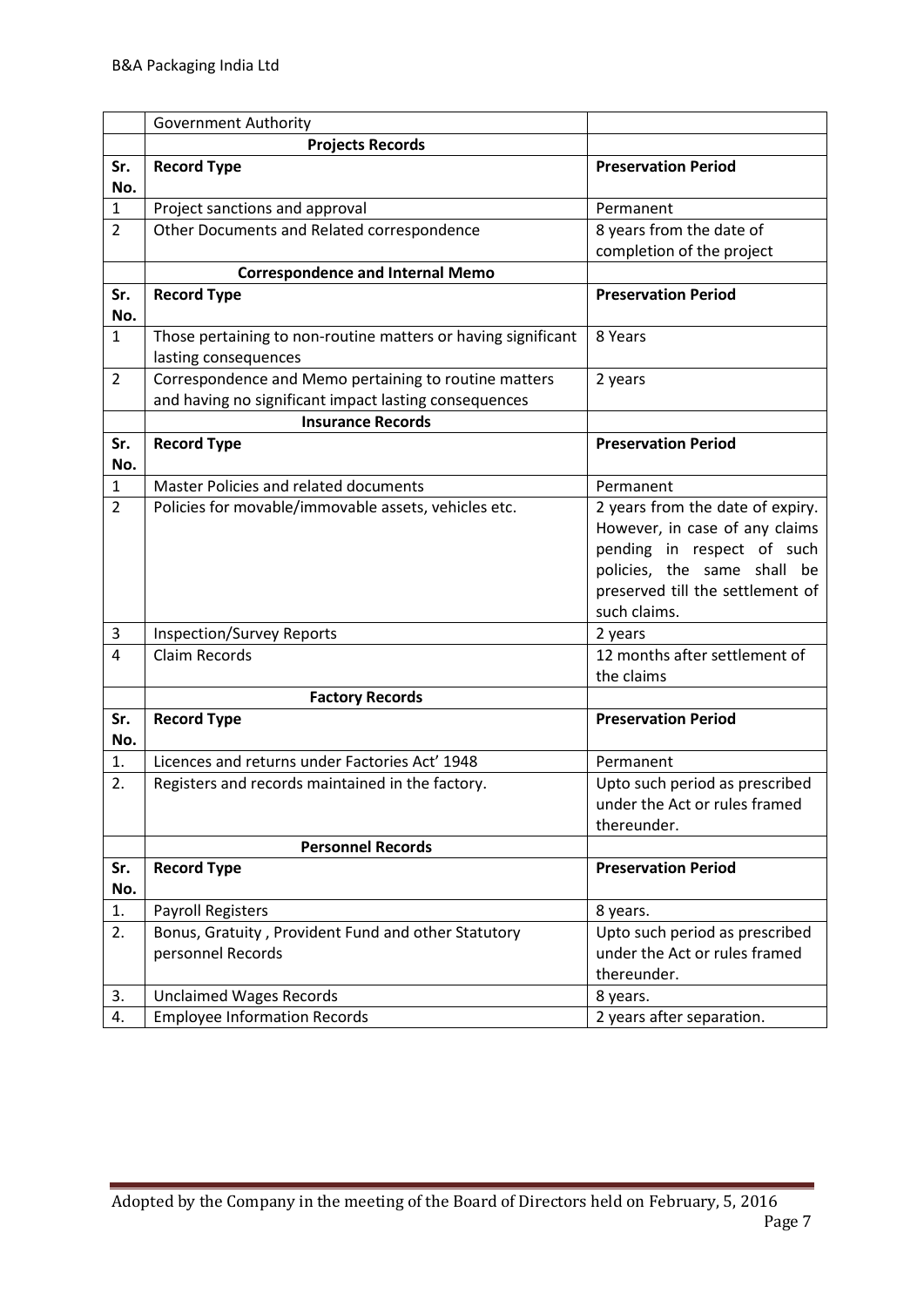| | Government Authority | |
|---|---|---|
| | **Projects Records** | |
| **Sr. No.** | **Record Type** | **Preservation Period** |
| 1 | Project sanctions and approval | Permanent |
| 2 | Other Documents and Related correspondence | 8 years from the date of completion of the project |
| | **Correspondence and Internal Memo** | |
| **Sr. No.** | **Record Type** | **Preservation Period** |
| 1 | Those pertaining to non-routine matters or having significant lasting consequences | 8 Years |
| 2 | Correspondence and Memo pertaining to routine matters and having no significant impact lasting consequences | 2 years |
| | **Insurance Records** | |
| **Sr. No.** | **Record Type** | **Preservation Period** |
| 1 | Master Policies and related documents | Permanent |
| 2 | Policies for movable/immovable assets, vehicles etc. | 2 years from the date of expiry. However, in case of any claims pending in respect of such policies, the same shall be preserved till the settlement of such claims. |
| 3 | Inspection/Survey Reports | 2 years |
| 4 | Claim Records | 12 months after settlement of the claims |
| | **Factory Records** | |
| **Sr. No.** | **Record Type** | **Preservation Period** |
| 1. | Licences and returns under Factories Act' 1948 | Permanent |
| 2. | Registers and records maintained in the factory. | Upto such period as prescribed under the Act or rules framed thereunder. |
| | **Personnel Records** | |
| **Sr. No.** | **Record Type** | **Preservation Period** |
| 1. | Payroll Registers | 8 years. |
| 2. | Bonus, Gratuity , Provident Fund and other Statutory personnel Records | Upto such period as prescribed under the Act or rules framed thereunder. |
| 3. | Unclaimed Wages Records | 8 years. |
| 4. | Employee Information Records | 2 years after separation. |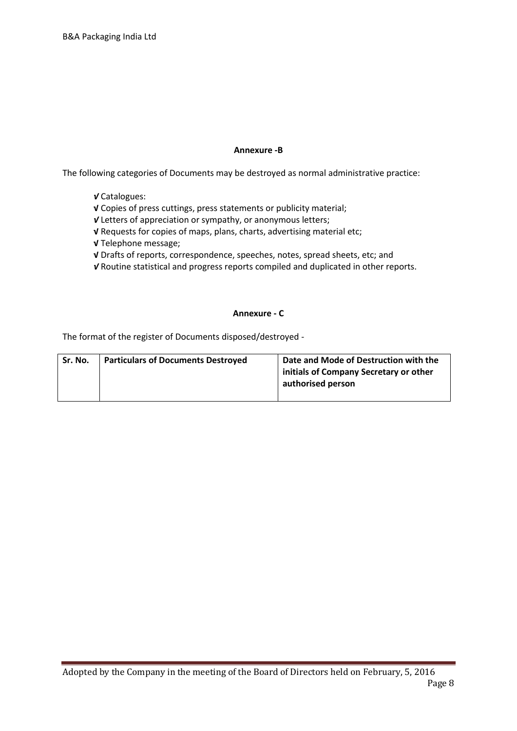### Annexure -B

The following categories of Documents may be destroyed as normal administrative practice:

- √ Catalogues:
- √ Copies of press cuttings, press statements or publicity material;
- √ Letters of appreciation or sympathy, or anonymous letters;
- √ Requests for copies of maps, plans, charts, advertising material etc;
- √ Telephone message;
- √ Drafts of reports, correspondence, speeches, notes, spread sheets, etc; and
- √ Routine statistical and progress reports compiled and duplicated in other reports.

### Annexure - C

The format of the register of Documents disposed/destroyed -

| Sr. No. | Particulars of Documents Destroyed | Date and Mode of Destruction with the initials of Company Secretary or other authorised person |
|---|---|---|
| | | |

Adopted by the Company in the meeting of the Board of Directors held on February, 5, 2016